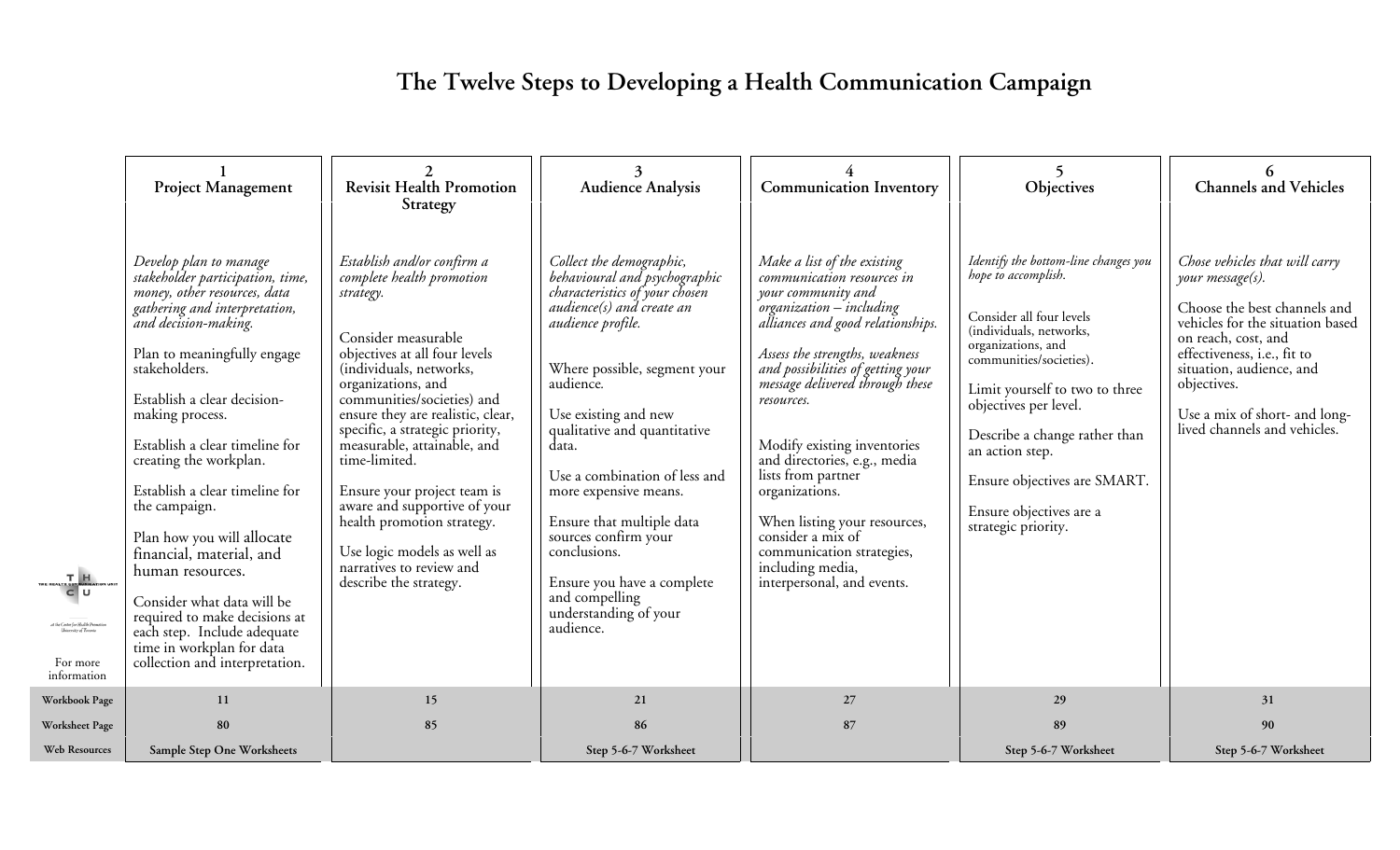# The Twelve Steps to Developing a Health Communication Campaign

| | 1 Project Management | 2 Revisit Health Promotion Strategy | 3 Audience Analysis | 4 Communication Inventory | 5 Objectives | 6 Channels and Vehicles |
|---|---|---|---|---|---|---|
| THCU at the Centre for Health Promotion University of Toronto<br><br>For more information | *Develop plan to manage stakeholder participation, time, money, other resources, data gathering and interpretation, and decision-making.*<br><br>Plan to meaningfully engage stakeholders.<br><br>Establish a clear decision-making process.<br><br>Establish a clear timeline for creating the workplan.<br><br>Establish a clear timeline for the campaign.<br><br>Plan how you will allocate financial, material, and human resources.<br><br>Consider what data will be required to make decisions at each step. Include adequate time in workplan for data collection and interpretation. | *Establish and/or confirm a complete health promotion strategy.*<br><br>Consider measurable objectives at all four levels (individuals, networks, organizations, and communities/societies) and ensure they are realistic, clear, specific, a strategic priority, measurable, attainable, and time-limited.<br><br>Ensure your project team is aware and supportive of your health promotion strategy.<br><br>Use logic models as well as narratives to review and describe the strategy. | *Collect the demographic, behavioural and psychographic characteristics of your chosen audience(s) and create an audience profile.*<br><br>Where possible, segment your audience.<br><br>Use existing and new qualitative and quantitative data.<br><br>Use a combination of less and more expensive means.<br><br>Ensure that multiple data sources confirm your conclusions.<br><br>Ensure you have a complete and compelling understanding of your audience. | *Make a list of the existing communication resources in your community and organization – including alliances and good relationships.*<br><br>*Assess the strengths, weakness and possibilities of getting your message delivered through these resources.*<br><br>Modify existing inventories and directories, e.g., media lists from partner organizations.<br><br>When listing your resources, consider a mix of communication strategies, including media, interpersonal, and events. | *Identify the bottom-line changes you hope to accomplish.*<br><br>Consider all four levels (individuals, networks, organizations, and communities/societies).<br><br>Limit yourself to two to three objectives per level.<br><br>Describe a change rather than an action step.<br><br>Ensure objectives are SMART.<br><br>Ensure objectives are a strategic priority. | *Chose vehicles that will carry your message(s).*<br><br>Choose the best channels and vehicles for the situation based on reach, cost, and effectiveness, i.e., fit to situation, audience, and objectives.<br><br>Use a mix of short- and long-lived channels and vehicles. |
| **Workbook Page** | **11** | **15** | **21** | **27** | **29** | **31** |
| **Worksheet Page** | **80** | **85** | **86** | **87** | **89** | **90** |
| **Web Resources** | **Sample Step One Worksheets** | | **Step 5-6-7 Worksheet** | | **Step 5-6-7 Worksheet** | **Step 5-6-7 Worksheet** |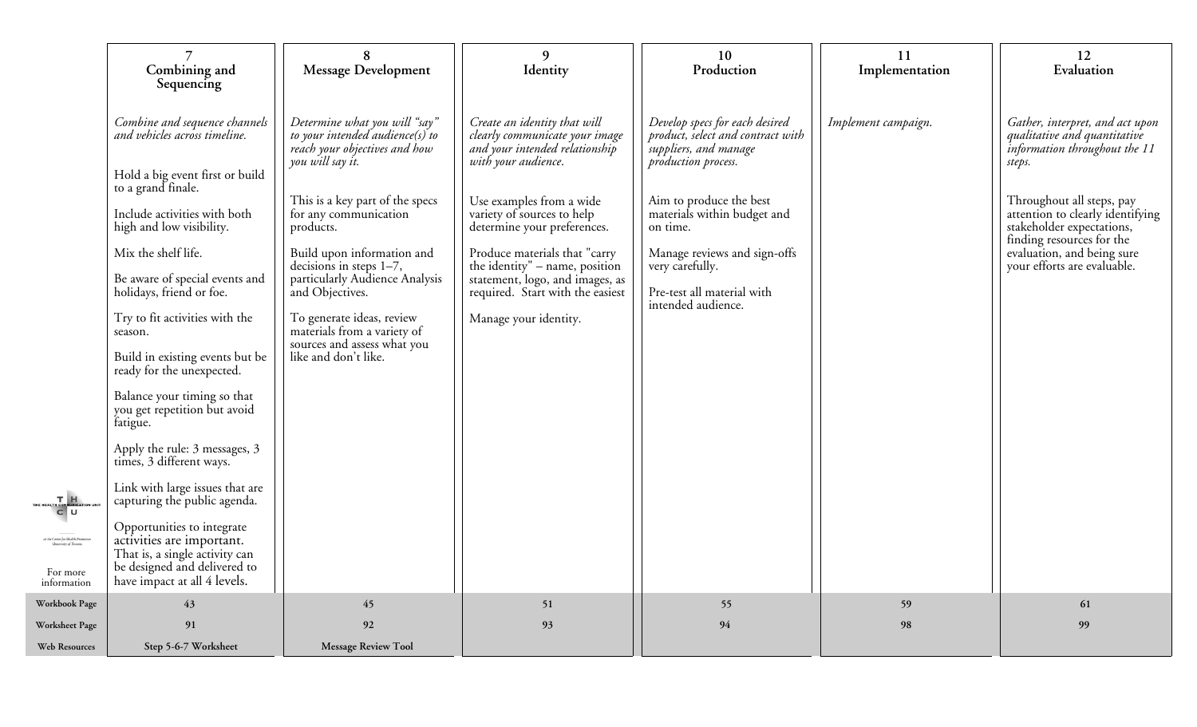| | 7 Combining and Sequencing | 8 Message Development | 9 Identity | 10 Production | 11 Implementation | 12 Evaluation |
|---|---|---|---|---|---|---|
| | *Combine and sequence channels and vehicles across timeline.*<br><br>Hold a big event first or build to a grand finale.<br><br>Include activities with both high and low visibility.<br><br>Mix the shelf life.<br><br>Be aware of special events and holidays, friend or foe.<br><br>Try to fit activities with the season.<br><br>Build in existing events but be ready for the unexpected.<br><br>Balance your timing so that you get repetition but avoid fatigue.<br><br>Apply the rule: 3 messages, 3 times, 3 different ways.<br><br>Link with large issues that are capturing the public agenda.<br><br>Opportunities to integrate activities are important. That is, a single activity can be designed and delivered to have impact at all 4 levels. | *Determine what you will "say" to your intended audience(s) to reach your objectives and how you will say it.*<br><br>This is a key part of the specs for any communication products.<br><br>Build upon information and decisions in steps 1–7, particularly Audience Analysis and Objectives.<br><br>To generate ideas, review materials from a variety of sources and assess what you like and don't like. | *Create an identity that will clearly communicate your image and your intended relationship with your audience.*<br><br>Use examples from a wide variety of sources to help determine your preferences.<br><br>Produce materials that "carry the identity" – name, position statement, logo, and images, as required. Start with the easiest<br><br>Manage your identity. | *Develop specs for each desired product, select and contract with suppliers, and manage production process.*<br><br>Aim to produce the best materials within budget and on time.<br><br>Manage reviews and sign-offs very carefully.<br><br>Pre-test all material with intended audience. | *Implement campaign.* | *Gather, interpret, and act upon qualitative and quantitative information throughout the 11 steps.*<br><br>Throughout all steps, pay attention to clearly identifying stakeholder expectations, finding resources for the evaluation, and being sure your efforts are evaluable. |
| THE HEALTH COMMUNICATION UNIT at the Centre for Health Promotion University of Toronto<br><br>For more information | | | | | | |
| **Workbook Page** | 43 | 45 | 51 | 55 | 59 | 61 |
| **Worksheet Page** | 91 | 92 | 93 | 94 | 98 | 99 |
| **Web Resources** | Step 5-6-7 Worksheet | Message Review Tool | | | | |